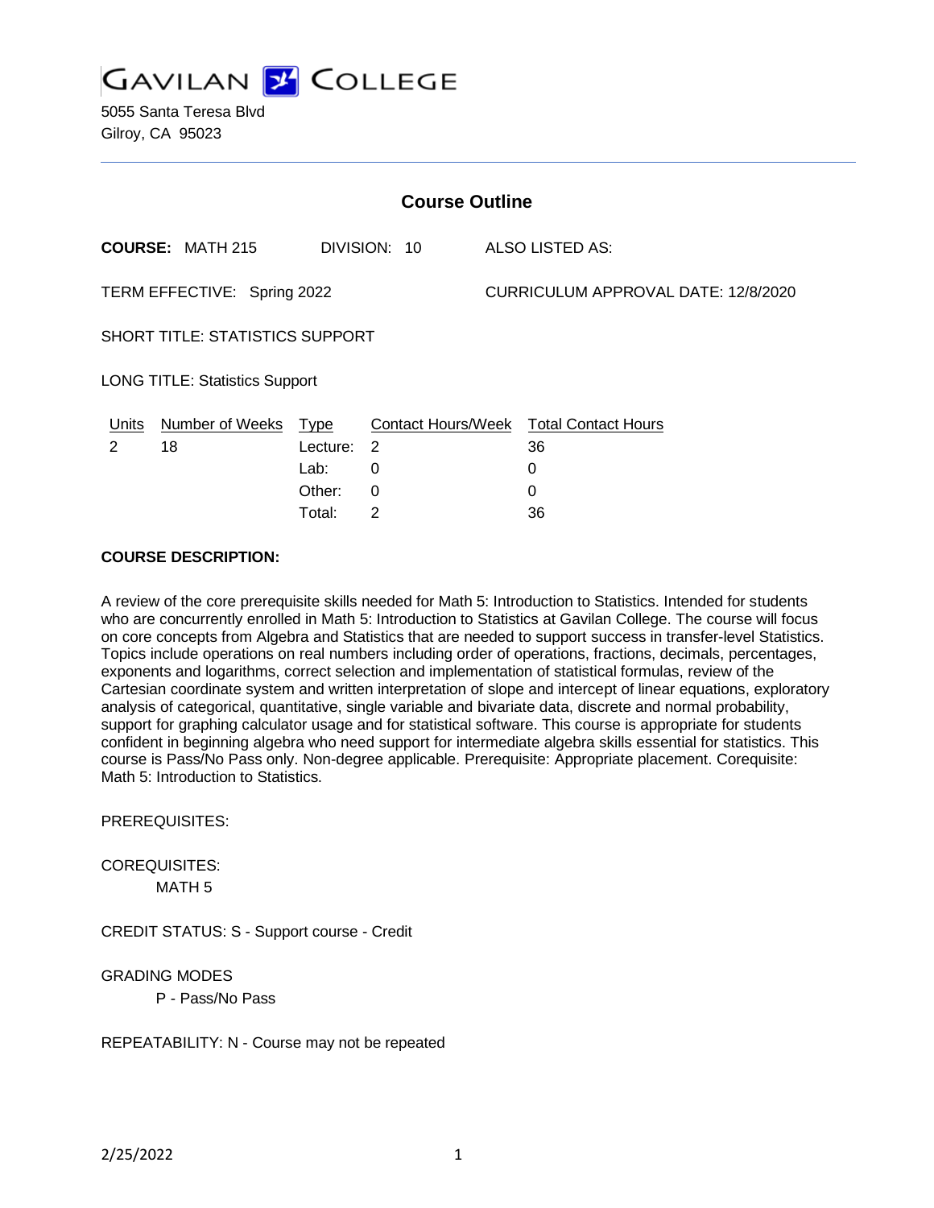# GAVILAN COLLEGE

5055 Santa Teresa Blvd
Gilroy, CA 95023

## Course Outline

**COURSE:** MATH 215 DIVISION: 10 ALSO LISTED AS:

TERM EFFECTIVE: Spring 2022 CURRICULUM APPROVAL DATE: 12/8/2020

SHORT TITLE: STATISTICS SUPPORT

LONG TITLE: Statistics Support

| Units | Number of Weeks | Type | Contact Hours/Week | Total Contact Hours |
|---|---|---|---|---|
| 2 | 18 | Lecture: | 2 | 36 |
| | | Lab: | 0 | 0 |
| | | Other: | 0 | 0 |
| | | Total: | 2 | 36 |

**COURSE DESCRIPTION:**

A review of the core prerequisite skills needed for Math 5: Introduction to Statistics. Intended for students who are concurrently enrolled in Math 5: Introduction to Statistics at Gavilan College. The course will focus on core concepts from Algebra and Statistics that are needed to support success in transfer-level Statistics. Topics include operations on real numbers including order of operations, fractions, decimals, percentages, exponents and logarithms, correct selection and implementation of statistical formulas, review of the Cartesian coordinate system and written interpretation of slope and intercept of linear equations, exploratory analysis of categorical, quantitative, single variable and bivariate data, discrete and normal probability, support for graphing calculator usage and for statistical software. This course is appropriate for students confident in beginning algebra who need support for intermediate algebra skills essential for statistics. This course is Pass/No Pass only. Non-degree applicable. Prerequisite: Appropriate placement. Corequisite: Math 5: Introduction to Statistics.

PREREQUISITES:

COREQUISITES:

MATH 5

CREDIT STATUS: S - Support course - Credit

GRADING MODES

P - Pass/No Pass

REPEATABILITY: N - Course may not be repeated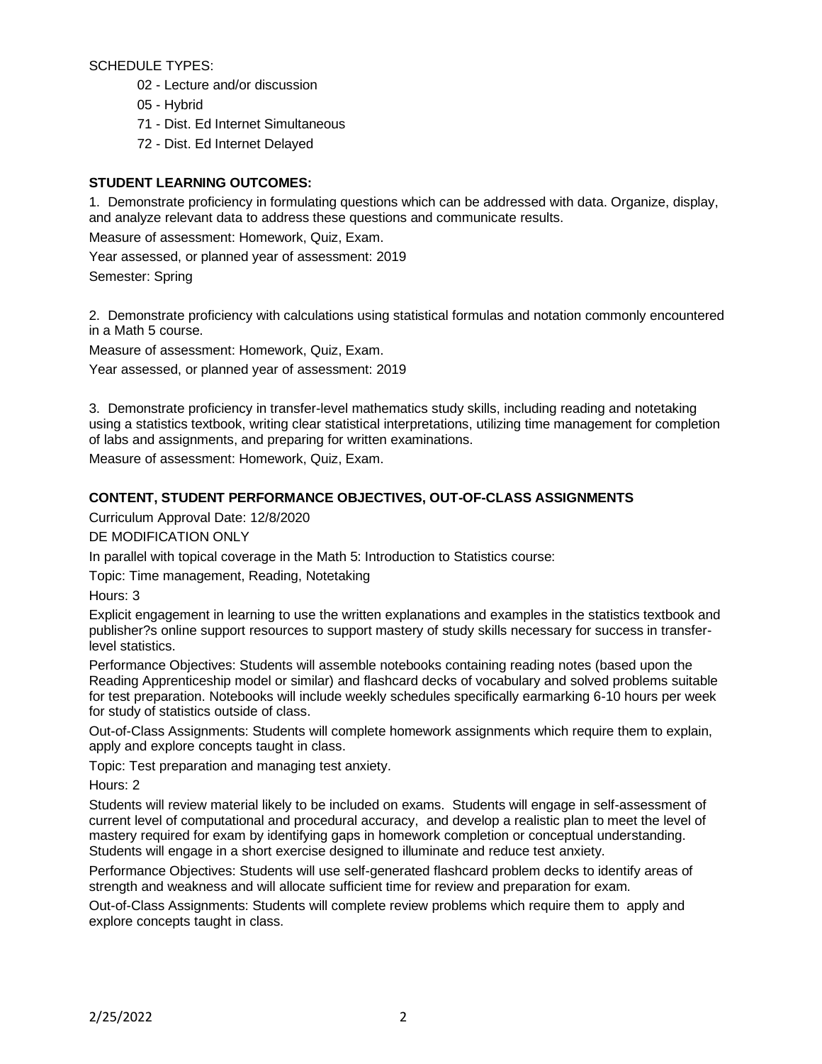SCHEDULE TYPES:

- 02 - Lecture and/or discussion
- 05 - Hybrid
- 71 - Dist. Ed Internet Simultaneous
- 72 - Dist. Ed Internet Delayed

**STUDENT LEARNING OUTCOMES:**

1. Demonstrate proficiency in formulating questions which can be addressed with data. Organize, display, and analyze relevant data to address these questions and communicate results.

Measure of assessment: Homework, Quiz, Exam.

Year assessed, or planned year of assessment: 2019

Semester: Spring

2. Demonstrate proficiency with calculations using statistical formulas and notation commonly encountered in a Math 5 course.

Measure of assessment: Homework, Quiz, Exam.

Year assessed, or planned year of assessment: 2019

3. Demonstrate proficiency in transfer-level mathematics study skills, including reading and notetaking using a statistics textbook, writing clear statistical interpretations, utilizing time management for completion of labs and assignments, and preparing for written examinations.

Measure of assessment: Homework, Quiz, Exam.

**CONTENT, STUDENT PERFORMANCE OBJECTIVES, OUT-OF-CLASS ASSIGNMENTS**

Curriculum Approval Date: 12/8/2020

DE MODIFICATION ONLY

In parallel with topical coverage in the Math 5: Introduction to Statistics course:

Topic: Time management, Reading, Notetaking

Hours: 3

Explicit engagement in learning to use the written explanations and examples in the statistics textbook and publisher?s online support resources to support mastery of study skills necessary for success in transfer-level statistics.

Performance Objectives: Students will assemble notebooks containing reading notes (based upon the Reading Apprenticeship model or similar) and flashcard decks of vocabulary and solved problems suitable for test preparation. Notebooks will include weekly schedules specifically earmarking 6-10 hours per week for study of statistics outside of class.

Out-of-Class Assignments: Students will complete homework assignments which require them to explain, apply and explore concepts taught in class.

Topic: Test preparation and managing test anxiety.

Hours: 2

Students will review material likely to be included on exams. Students will engage in self-assessment of current level of computational and procedural accuracy, and develop a realistic plan to meet the level of mastery required for exam by identifying gaps in homework completion or conceptual understanding. Students will engage in a short exercise designed to illuminate and reduce test anxiety.

Performance Objectives: Students will use self-generated flashcard problem decks to identify areas of strength and weakness and will allocate sufficient time for review and preparation for exam.

Out-of-Class Assignments: Students will complete review problems which require them to apply and explore concepts taught in class.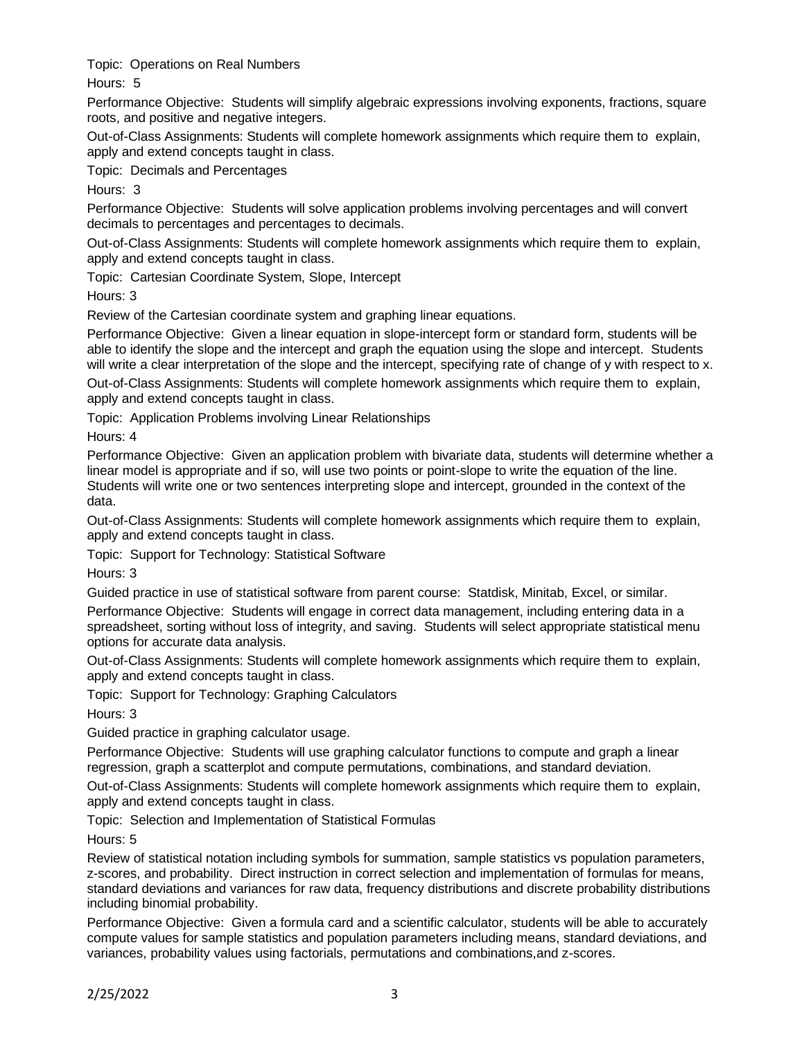Topic: Operations on Real Numbers

Hours: 5

Performance Objective: Students will simplify algebraic expressions involving exponents, fractions, square roots, and positive and negative integers.

Out-of-Class Assignments: Students will complete homework assignments which require them to explain, apply and extend concepts taught in class.

Topic: Decimals and Percentages

Hours: 3

Performance Objective: Students will solve application problems involving percentages and will convert decimals to percentages and percentages to decimals.

Out-of-Class Assignments: Students will complete homework assignments which require them to explain, apply and extend concepts taught in class.

Topic: Cartesian Coordinate System, Slope, Intercept

Hours: 3

Review of the Cartesian coordinate system and graphing linear equations.

Performance Objective: Given a linear equation in slope-intercept form or standard form, students will be able to identify the slope and the intercept and graph the equation using the slope and intercept. Students will write a clear interpretation of the slope and the intercept, specifying rate of change of y with respect to x.

Out-of-Class Assignments: Students will complete homework assignments which require them to explain, apply and extend concepts taught in class.

Topic: Application Problems involving Linear Relationships

Hours: 4

Performance Objective: Given an application problem with bivariate data, students will determine whether a linear model is appropriate and if so, will use two points or point-slope to write the equation of the line. Students will write one or two sentences interpreting slope and intercept, grounded in the context of the data.

Out-of-Class Assignments: Students will complete homework assignments which require them to explain, apply and extend concepts taught in class.

Topic: Support for Technology: Statistical Software

Hours: 3

Guided practice in use of statistical software from parent course: Statdisk, Minitab, Excel, or similar.

Performance Objective: Students will engage in correct data management, including entering data in a spreadsheet, sorting without loss of integrity, and saving. Students will select appropriate statistical menu options for accurate data analysis.

Out-of-Class Assignments: Students will complete homework assignments which require them to explain, apply and extend concepts taught in class.

Topic: Support for Technology: Graphing Calculators

Hours: 3

Guided practice in graphing calculator usage.

Performance Objective: Students will use graphing calculator functions to compute and graph a linear regression, graph a scatterplot and compute permutations, combinations, and standard deviation.

Out-of-Class Assignments: Students will complete homework assignments which require them to explain, apply and extend concepts taught in class.

Topic: Selection and Implementation of Statistical Formulas

Hours: 5

Review of statistical notation including symbols for summation, sample statistics vs population parameters, z-scores, and probability. Direct instruction in correct selection and implementation of formulas for means, standard deviations and variances for raw data, frequency distributions and discrete probability distributions including binomial probability.

Performance Objective: Given a formula card and a scientific calculator, students will be able to accurately compute values for sample statistics and population parameters including means, standard deviations, and variances, probability values using factorials, permutations and combinations,and z-scores.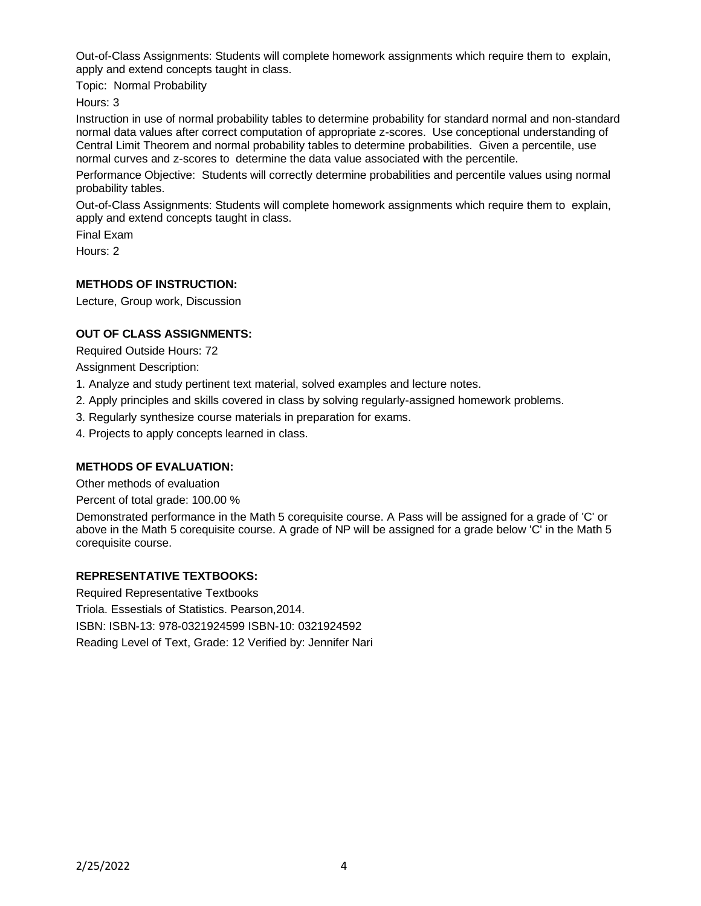Out-of-Class Assignments: Students will complete homework assignments which require them to explain, apply and extend concepts taught in class.

Topic: Normal Probability

Hours: 3

Instruction in use of normal probability tables to determine probability for standard normal and non-standard normal data values after correct computation of appropriate z-scores. Use conceptional understanding of Central Limit Theorem and normal probability tables to determine probabilities. Given a percentile, use normal curves and z-scores to determine the data value associated with the percentile.

Performance Objective: Students will correctly determine probabilities and percentile values using normal probability tables.

Out-of-Class Assignments: Students will complete homework assignments which require them to explain, apply and extend concepts taught in class.

Final Exam

Hours: 2

## METHODS OF INSTRUCTION:

Lecture, Group work, Discussion

## OUT OF CLASS ASSIGNMENTS:

Required Outside Hours: 72

Assignment Description:

1. Analyze and study pertinent text material, solved examples and lecture notes.
2. Apply principles and skills covered in class by solving regularly-assigned homework problems.
3. Regularly synthesize course materials in preparation for exams.
4. Projects to apply concepts learned in class.

## METHODS OF EVALUATION:

Other methods of evaluation

Percent of total grade: 100.00 %

Demonstrated performance in the Math 5 corequisite course. A Pass will be assigned for a grade of 'C' or above in the Math 5 corequisite course. A grade of NP will be assigned for a grade below 'C' in the Math 5 corequisite course.

## REPRESENTATIVE TEXTBOOKS:

Required Representative Textbooks

Triola. Essestials of Statistics. Pearson,2014.

ISBN: ISBN-13: 978-0321924599 ISBN-10: 0321924592

Reading Level of Text, Grade: 12 Verified by: Jennifer Nari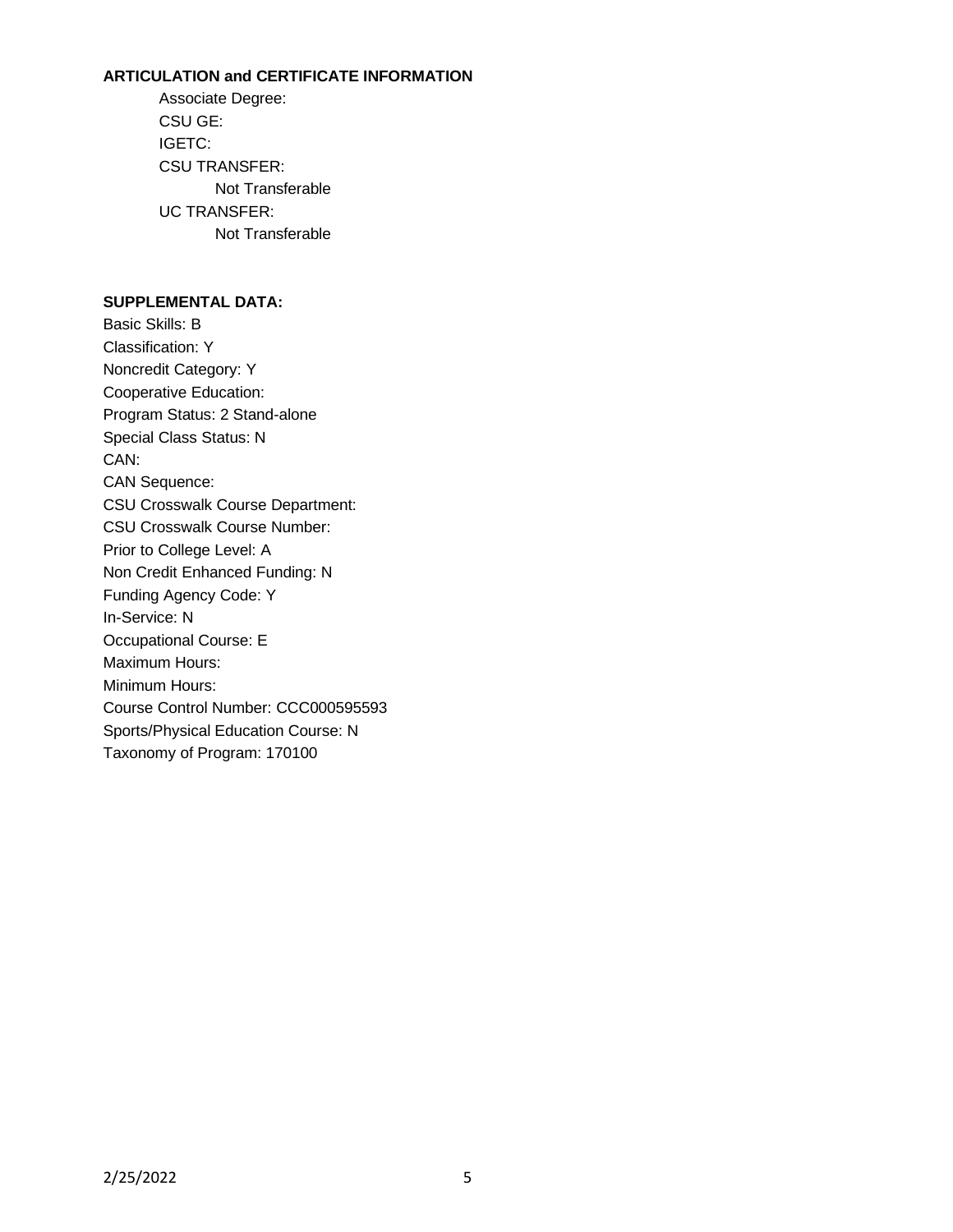**ARTICULATION and CERTIFICATE INFORMATION**

Associate Degree:
CSU GE:
IGETC:
CSU TRANSFER:
Not Transferable
UC TRANSFER:
Not Transferable

**SUPPLEMENTAL DATA:**

Basic Skills: B
Classification: Y
Noncredit Category: Y
Cooperative Education:
Program Status: 2 Stand-alone
Special Class Status: N
CAN:
CAN Sequence:
CSU Crosswalk Course Department:
CSU Crosswalk Course Number:
Prior to College Level: A
Non Credit Enhanced Funding: N
Funding Agency Code: Y
In-Service: N
Occupational Course: E
Maximum Hours:
Minimum Hours:
Course Control Number: CCC000595593
Sports/Physical Education Course: N
Taxonomy of Program: 170100